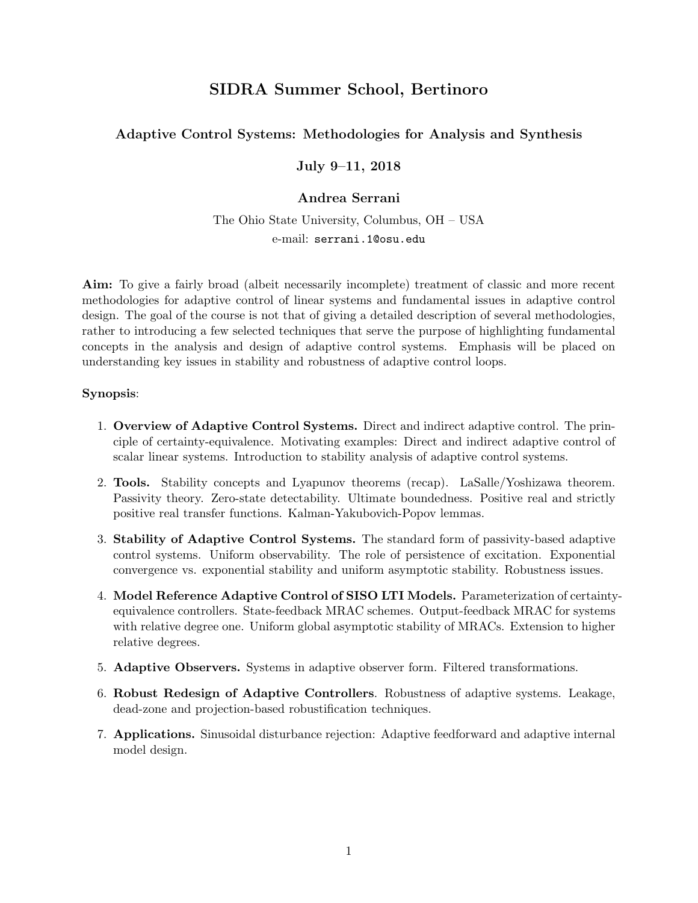# SIDRA Summer School, Bertinoro

## Adaptive Control Systems: Methodologies for Analysis and Synthesis

### July 9–11, 2018

### Andrea Serrani

The Ohio State University, Columbus, OH – USA
e-mail: serrani.1@osu.edu

**Aim:** To give a fairly broad (albeit necessarily incomplete) treatment of classic and more recent methodologies for adaptive control of linear systems and fundamental issues in adaptive control design. The goal of the course is not that of giving a detailed description of several methodologies, rather to introducing a few selected techniques that serve the purpose of highlighting fundamental concepts in the analysis and design of adaptive control systems. Emphasis will be placed on understanding key issues in stability and robustness of adaptive control loops.

**Synopsis**:

1. **Overview of Adaptive Control Systems.** Direct and indirect adaptive control. The principle of certainty-equivalence. Motivating examples: Direct and indirect adaptive control of scalar linear systems. Introduction to stability analysis of adaptive control systems.
2. **Tools.** Stability concepts and Lyapunov theorems (recap). LaSalle/Yoshizawa theorem. Passivity theory. Zero-state detectability. Ultimate boundedness. Positive real and strictly positive real transfer functions. Kalman-Yakubovich-Popov lemmas.
3. **Stability of Adaptive Control Systems.** The standard form of passivity-based adaptive control systems. Uniform observability. The role of persistence of excitation. Exponential convergence vs. exponential stability and uniform asymptotic stability. Robustness issues.
4. **Model Reference Adaptive Control of SISO LTI Models.** Parameterization of certainty-equivalence controllers. State-feedback MRAC schemes. Output-feedback MRAC for systems with relative degree one. Uniform global asymptotic stability of MRACs. Extension to higher relative degrees.
5. **Adaptive Observers.** Systems in adaptive observer form. Filtered transformations.
6. **Robust Redesign of Adaptive Controllers**. Robustness of adaptive systems. Leakage, dead-zone and projection-based robustification techniques.
7. **Applications.** Sinusoidal disturbance rejection: Adaptive feedforward and adaptive internal model design.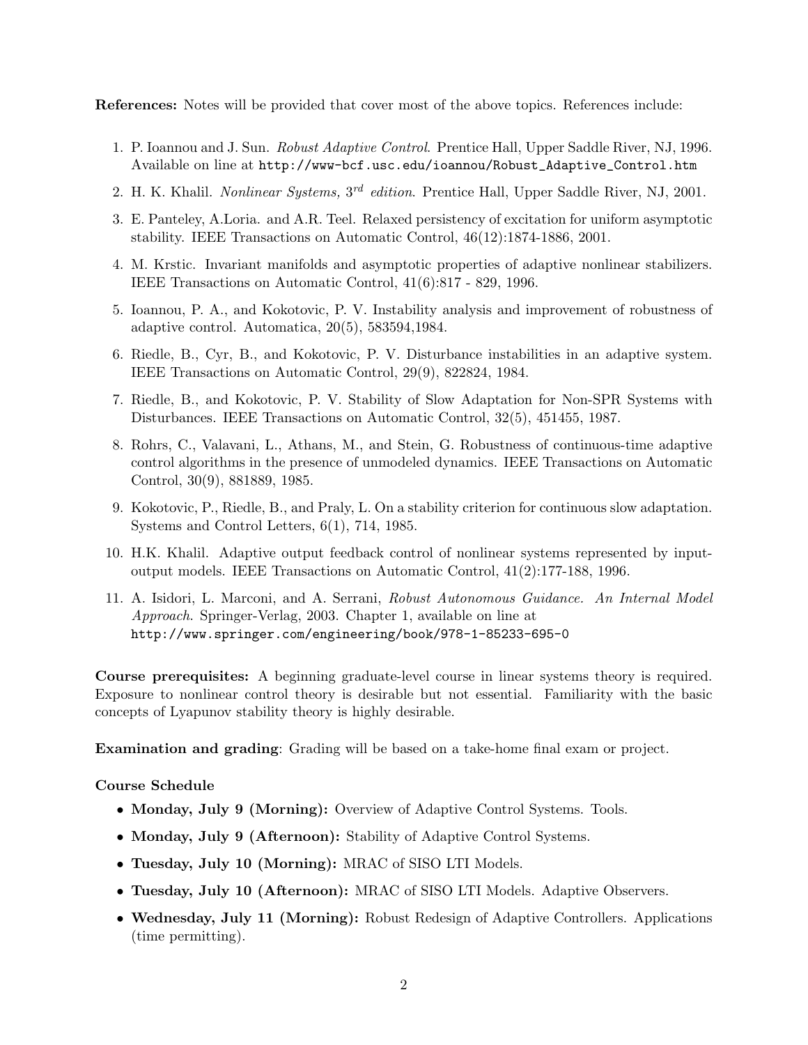**References:** Notes will be provided that cover most of the above topics. References include:

1. P. Ioannou and J. Sun. *Robust Adaptive Control*. Prentice Hall, Upper Saddle River, NJ, 1996. Available on line at `http://www-bcf.usc.edu/ioannou/Robust_Adaptive_Control.htm`
2. H. K. Khalil. *Nonlinear Systems, 3rd edition*. Prentice Hall, Upper Saddle River, NJ, 2001.
3. E. Panteley, A.Loria. and A.R. Teel. Relaxed persistency of excitation for uniform asymptotic stability. IEEE Transactions on Automatic Control, 46(12):1874-1886, 2001.
4. M. Krstic. Invariant manifolds and asymptotic properties of adaptive nonlinear stabilizers. IEEE Transactions on Automatic Control, 41(6):817 - 829, 1996.
5. Ioannou, P. A., and Kokotovic, P. V. Instability analysis and improvement of robustness of adaptive control. Automatica, 20(5), 583594,1984.
6. Riedle, B., Cyr, B., and Kokotovic, P. V. Disturbance instabilities in an adaptive system. IEEE Transactions on Automatic Control, 29(9), 822824, 1984.
7. Riedle, B., and Kokotovic, P. V. Stability of Slow Adaptation for Non-SPR Systems with Disturbances. IEEE Transactions on Automatic Control, 32(5), 451455, 1987.
8. Rohrs, C., Valavani, L., Athans, M., and Stein, G. Robustness of continuous-time adaptive control algorithms in the presence of unmodeled dynamics. IEEE Transactions on Automatic Control, 30(9), 881889, 1985.
9. Kokotovic, P., Riedle, B., and Praly, L. On a stability criterion for continuous slow adaptation. Systems and Control Letters, 6(1), 714, 1985.
10. H.K. Khalil. Adaptive output feedback control of nonlinear systems represented by input-output models. IEEE Transactions on Automatic Control, 41(2):177-188, 1996.
11. A. Isidori, L. Marconi, and A. Serrani, *Robust Autonomous Guidance. An Internal Model Approach*. Springer-Verlag, 2003. Chapter 1, available on line at `http://www.springer.com/engineering/book/978-1-85233-695-0`

**Course prerequisites:** A beginning graduate-level course in linear systems theory is required. Exposure to nonlinear control theory is desirable but not essential. Familiarity with the basic concepts of Lyapunov stability theory is highly desirable.

**Examination and grading**: Grading will be based on a take-home final exam or project.

**Course Schedule**

- **Monday, July 9 (Morning):** Overview of Adaptive Control Systems. Tools.
- **Monday, July 9 (Afternoon):** Stability of Adaptive Control Systems.
- **Tuesday, July 10 (Morning):** MRAC of SISO LTI Models.
- **Tuesday, July 10 (Afternoon):** MRAC of SISO LTI Models. Adaptive Observers.
- **Wednesday, July 11 (Morning):** Robust Redesign of Adaptive Controllers. Applications (time permitting).